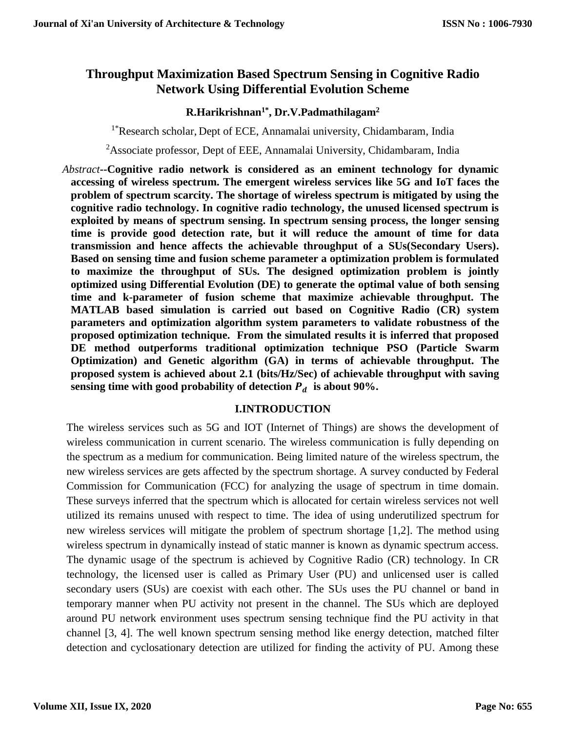# Throughput Maximization Based Spectrum Sensing in Cognitive Radio Network Using Differential Evolution Scheme

**R.Harikrishnan[1*], Dr.V.Padmathilagam[2]**

[1*]Research scholar, Dept of ECE, Annamalai university, Chidambaram, India

[2]Associate professor, Dept of EEE, Annamalai University, Chidambaram, India

*Abstract*--**Cognitive radio network is considered as an eminent technology for dynamic accessing of wireless spectrum. The emergent wireless services like 5G and IoT faces the problem of spectrum scarcity. The shortage of wireless spectrum is mitigated by using the cognitive radio technology. In cognitive radio technology, the unused licensed spectrum is exploited by means of spectrum sensing. In spectrum sensing process, the longer sensing time is provide good detection rate, but it will reduce the amount of time for data transmission and hence affects the achievable throughput of a SUs(Secondary Users). Based on sensing time and fusion scheme parameter a optimization problem is formulated to maximize the throughput of SUs. The designed optimization problem is jointly optimized using Differential Evolution (DE) to generate the optimal value of both sensing time and k-parameter of fusion scheme that maximize achievable throughput. The MATLAB based simulation is carried out based on Cognitive Radio (CR) system parameters and optimization algorithm system parameters to validate robustness of the proposed optimization technique. From the simulated results it is inferred that proposed DE method outperforms traditional optimization technique PSO (Particle Swarm Optimization) and Genetic algorithm (GA) in terms of achievable throughput. The proposed system is achieved about 2.1 (bits/Hz/Sec) of achievable throughput with saving sensing time with good probability of detection $P_d$ is about 90%.**

## I.INTRODUCTION

The wireless services such as 5G and IOT (Internet of Things) are shows the development of wireless communication in current scenario. The wireless communication is fully depending on the spectrum as a medium for communication. Being limited nature of the wireless spectrum, the new wireless services are gets affected by the spectrum shortage. A survey conducted by Federal Commission for Communication (FCC) for analyzing the usage of spectrum in time domain. These surveys inferred that the spectrum which is allocated for certain wireless services not well utilized its remains unused with respect to time. The idea of using underutilized spectrum for new wireless services will mitigate the problem of spectrum shortage [1,2]. The method using wireless spectrum in dynamically instead of static manner is known as dynamic spectrum access. The dynamic usage of the spectrum is achieved by Cognitive Radio (CR) technology. In CR technology, the licensed user is called as Primary User (PU) and unlicensed user is called secondary users (SUs) are coexist with each other. The SUs uses the PU channel or band in temporary manner when PU activity not present in the channel. The SUs which are deployed around PU network environment uses spectrum sensing technique find the PU activity in that channel [3, 4]. The well known spectrum sensing method like energy detection, matched filter detection and cyclosationary detection are utilized for finding the activity of PU. Among these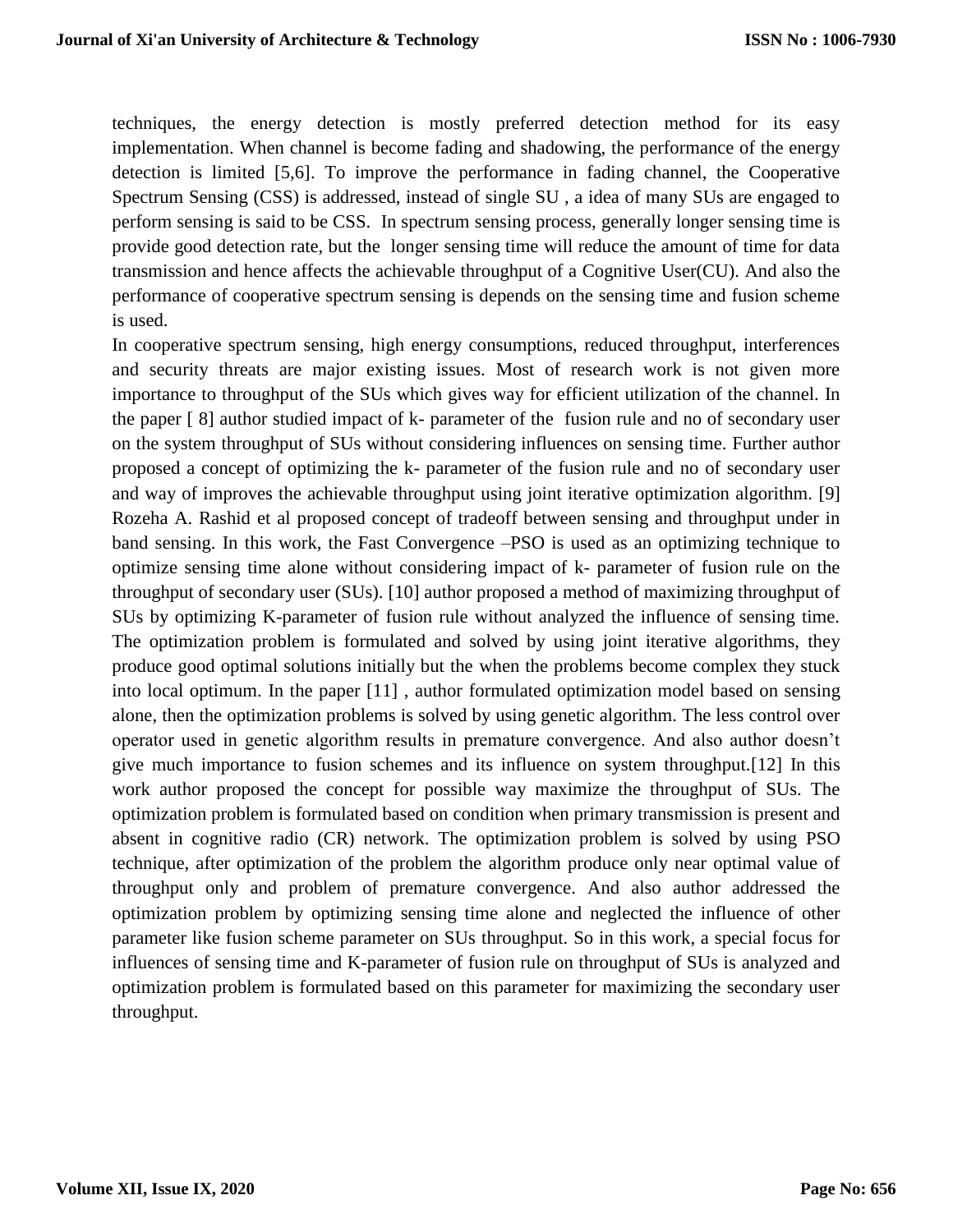techniques, the energy detection is mostly preferred detection method for its easy implementation. When channel is become fading and shadowing, the performance of the energy detection is limited [5,6]. To improve the performance in fading channel, the Cooperative Spectrum Sensing (CSS) is addressed, instead of single SU , a idea of many SUs are engaged to perform sensing is said to be CSS. In spectrum sensing process, generally longer sensing time is provide good detection rate, but the longer sensing time will reduce the amount of time for data transmission and hence affects the achievable throughput of a Cognitive User(CU). And also the performance of cooperative spectrum sensing is depends on the sensing time and fusion scheme is used.

In cooperative spectrum sensing, high energy consumptions, reduced throughput, interferences and security threats are major existing issues. Most of research work is not given more importance to throughput of the SUs which gives way for efficient utilization of the channel. In the paper [ 8] author studied impact of k- parameter of the fusion rule and no of secondary user on the system throughput of SUs without considering influences on sensing time. Further author proposed a concept of optimizing the k- parameter of the fusion rule and no of secondary user and way of improves the achievable throughput using joint iterative optimization algorithm. [9] Rozeha A. Rashid et al proposed concept of tradeoff between sensing and throughput under in band sensing. In this work, the Fast Convergence –PSO is used as an optimizing technique to optimize sensing time alone without considering impact of k- parameter of fusion rule on the throughput of secondary user (SUs). [10] author proposed a method of maximizing throughput of SUs by optimizing K-parameter of fusion rule without analyzed the influence of sensing time. The optimization problem is formulated and solved by using joint iterative algorithms, they produce good optimal solutions initially but the when the problems become complex they stuck into local optimum. In the paper [11] , author formulated optimization model based on sensing alone, then the optimization problems is solved by using genetic algorithm. The less control over operator used in genetic algorithm results in premature convergence. And also author doesn't give much importance to fusion schemes and its influence on system throughput.[12] In this work author proposed the concept for possible way maximize the throughput of SUs. The optimization problem is formulated based on condition when primary transmission is present and absent in cognitive radio (CR) network. The optimization problem is solved by using PSO technique, after optimization of the problem the algorithm produce only near optimal value of throughput only and problem of premature convergence. And also author addressed the optimization problem by optimizing sensing time alone and neglected the influence of other parameter like fusion scheme parameter on SUs throughput. So in this work, a special focus for influences of sensing time and K-parameter of fusion rule on throughput of SUs is analyzed and optimization problem is formulated based on this parameter for maximizing the secondary user throughput.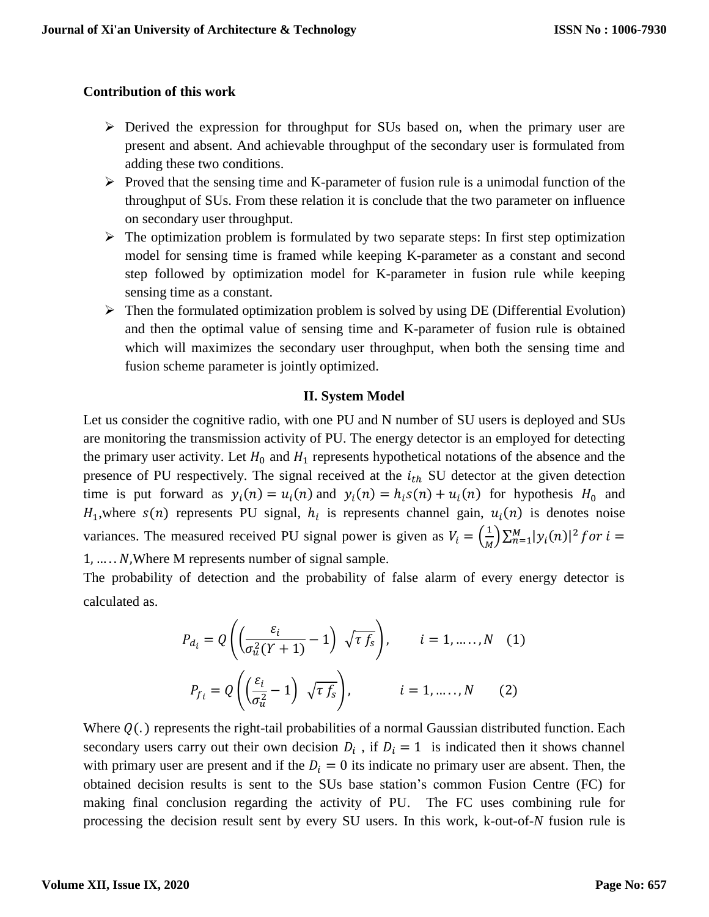**Contribution of this work**

- Derived the expression for throughput for SUs based on, when the primary user are present and absent. And achievable throughput of the secondary user is formulated from adding these two conditions.
- Proved that the sensing time and K-parameter of fusion rule is a unimodal function of the throughput of SUs. From these relation it is conclude that the two parameter on influence on secondary user throughput.
- The optimization problem is formulated by two separate steps: In first step optimization model for sensing time is framed while keeping K-parameter as a constant and second step followed by optimization model for K-parameter in fusion rule while keeping sensing time as a constant.
- Then the formulated optimization problem is solved by using DE (Differential Evolution) and then the optimal value of sensing time and K-parameter of fusion rule is obtained which will maximizes the secondary user throughput, when both the sensing time and fusion scheme parameter is jointly optimized.

## II. System Model

Let us consider the cognitive radio, with one PU and N number of SU users is deployed and SUs are monitoring the transmission activity of PU. The energy detector is an employed for detecting the primary user activity. Let $H_0$ and $H_1$ represents hypothetical notations of the absence and the presence of PU respectively. The signal received at the $i_{th}$ SU detector at the given detection time is put forward as $y_i(n) = u_i(n)$ and $y_i(n) = h_i s(n) + u_i(n)$ for hypothesis $H_0$ and $H_1$,where $s(n)$ represents PU signal, $h_i$ is represents channel gain, $u_i(n)$ is denotes noise variances. The measured received PU signal power is given as $V_i = \left(\frac{1}{M}\right)\sum_{n=1}^{M}|y_i(n)|^2 \; for \; i = 1, \ldots\ldots N$,Where M represents number of signal sample.

The probability of detection and the probability of false alarm of every energy detector is calculated as.

$$P_{d_i} = Q\left(\left(\frac{\varepsilon_i}{\sigma_u^2(\Upsilon+1)} - 1\right)\sqrt{\tau f_s}\right), \qquad i = 1, \ldots\ldots, N \quad (1)$$

$$P_{f_i} = Q\left(\left(\frac{\varepsilon_i}{\sigma_u^2} - 1\right)\sqrt{\tau f_s}\right), \qquad i = 1, \ldots\ldots, N \quad (2)$$

Where $Q(.)$ represents the right-tail probabilities of a normal Gaussian distributed function. Each secondary users carry out their own decision $D_i$ , if $D_i = 1$ is indicated then it shows channel with primary user are present and if the $D_i = 0$ its indicate no primary user are absent. Then, the obtained decision results is sent to the SUs base station's common Fusion Centre (FC) for making final conclusion regarding the activity of PU. The FC uses combining rule for processing the decision result sent by every SU users. In this work, k-out-of-$N$ fusion rule is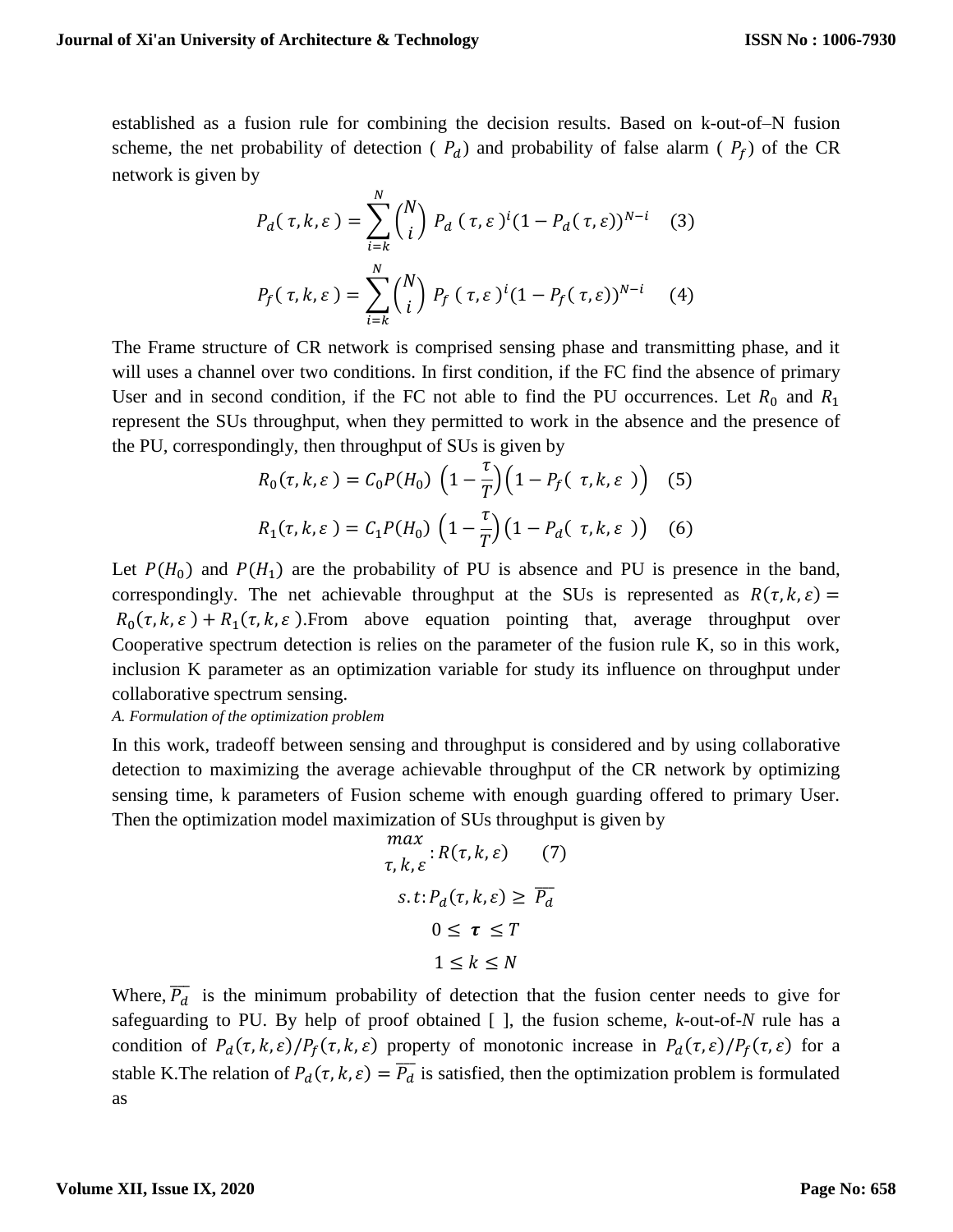established as a fusion rule for combining the decision results. Based on k-out-of–N fusion scheme, the net probability of detection ( $P_d$) and probability of false alarm ( $P_f$) of the CR network is given by

$$P_d(\tau, k, \varepsilon) = \sum_{i=k}^{N} \binom{N}{i} P_d(\tau, \varepsilon)^i (1 - P_d(\tau, \varepsilon))^{N-i} \quad (3)$$

$$P_f(\tau, k, \varepsilon) = \sum_{i=k}^{N} \binom{N}{i} P_f(\tau, \varepsilon)^i (1 - P_f(\tau, \varepsilon))^{N-i} \quad (4)$$

The Frame structure of CR network is comprised sensing phase and transmitting phase, and it will uses a channel over two conditions. In first condition, if the FC find the absence of primary User and in second condition, if the FC not able to find the PU occurrences. Let $R_0$ and $R_1$ represent the SUs throughput, when they permitted to work in the absence and the presence of the PU, correspondingly, then throughput of SUs is given by

$$R_0(\tau, k, \varepsilon) = C_0 P(H_0) \left(1 - \frac{\tau}{T}\right)\left(1 - P_f(\tau, k, \varepsilon)\right) \quad (5)$$

$$R_1(\tau, k, \varepsilon) = C_1 P(H_0) \left(1 - \frac{\tau}{T}\right)\left(1 - P_d(\tau, k, \varepsilon)\right) \quad (6)$$

Let $P(H_0)$ and $P(H_1)$ are the probability of PU is absence and PU is presence in the band, correspondingly. The net achievable throughput at the SUs is represented as $R(\tau, k, \varepsilon) = R_0(\tau, k, \varepsilon) + R_1(\tau, k, \varepsilon)$.From above equation pointing that, average throughput over Cooperative spectrum detection is relies on the parameter of the fusion rule K, so in this work, inclusion K parameter as an optimization variable for study its influence on throughput under collaborative spectrum sensing.

*A. Formulation of the optimization problem*

In this work, tradeoff between sensing and throughput is considered and by using collaborative detection to maximizing the average achievable throughput of the CR network by optimizing sensing time, k parameters of Fusion scheme with enough guarding offered to primary User. Then the optimization model maximization of SUs throughput is given by

$$\max_{\tau, k, \varepsilon} : R(\tau, k, \varepsilon) \quad (7)$$

$$s.t: P_d(\tau, k, \varepsilon) \geq \overline{P_d}$$

$$0 \leq \boldsymbol{\tau} \leq T$$

$$1 \leq k \leq N$$

Where, $\overline{P_d}$ is the minimum probability of detection that the fusion center needs to give for safeguarding to PU. By help of proof obtained [ ], the fusion scheme, *k*-out-of-*N* rule has a condition of $P_d(\tau, k, \varepsilon)/P_f(\tau, k, \varepsilon)$ property of monotonic increase in $P_d(\tau, \varepsilon)/P_f(\tau, \varepsilon)$ for a stable K.The relation of $P_d(\tau, k, \varepsilon) = \overline{P_d}$ is satisfied, then the optimization problem is formulated as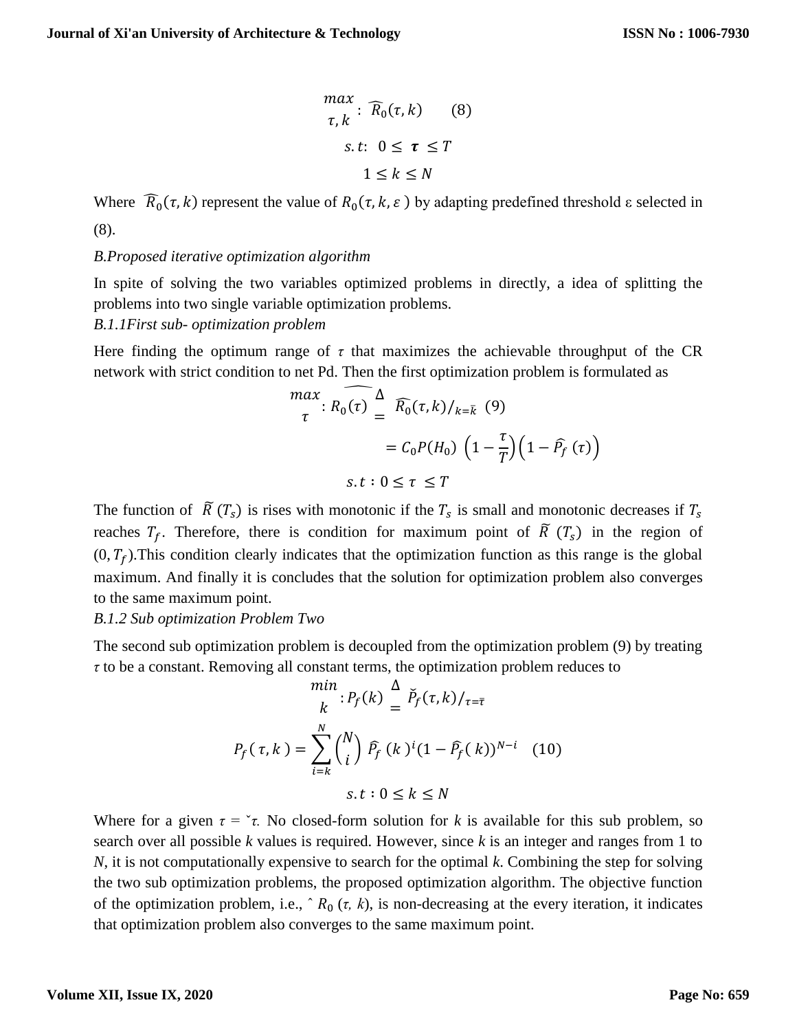$$\max_{\tau, k} : \widehat{R_0}(\tau, k) \quad (8)$$

$$s.t: \ 0 \leq \boldsymbol{\tau} \leq T$$

$$1 \leq k \leq N$$

Where $\widehat{R_0}(\tau, k)$ represent the value of $R_0(\tau, k, \varepsilon)$ by adapting predefined threshold ε selected in (8).

*B.Proposed iterative optimization algorithm*

In spite of solving the two variables optimized problems in directly, a idea of splitting the problems into two single variable optimization problems.

*B.1.1First sub- optimization problem*

Here finding the optimum range of $\tau$ that maximizes the achievable throughput of the CR network with strict condition to net Pd. Then the first optimization problem is formulated as

$$\max_{\tau} : \widehat{R_0(\tau)} \overset{\Delta}{=} \widehat{R_0}(\tau, k)/_{k=\bar{k}} \quad (9)$$

$$= C_0 P(H_0) \left(1 - \frac{\tau}{T}\right)\left(1 - \widehat{P_f}(\tau)\right)$$

$$s.t : 0 \leq \tau \leq T$$

The function of $\widetilde{R}(T_s)$ is rises with monotonic if the $T_s$ is small and monotonic decreases if $T_s$ reaches $T_f$. Therefore, there is condition for maximum point of $\widetilde{R}(T_s)$ in the region of $(0, T_f)$.This condition clearly indicates that the optimization function as this range is the global maximum. And finally it is concludes that the solution for optimization problem also converges to the same maximum point.

*B.1.2 Sub optimization Problem Two*

The second sub optimization problem is decoupled from the optimization problem (9) by treating $\tau$ to be a constant. Removing all constant terms, the optimization problem reduces to

$$\min_{k} : P_f(k) \overset{\Delta}{=} \check{P}_f(\tau, k)/_{\tau=\bar{\tau}}$$

$$P_f(\tau, k) = \sum_{i=k}^{N} \binom{N}{i} \widehat{P_f}(k)^i (1 - \widehat{P_f}(k))^{N-i} \quad (10)$$

$$s.t : 0 \leq k \leq N$$

Where for a given $\tau$ = ˇ$\tau$. No closed-form solution for $k$ is available for this sub problem, so search over all possible $k$ values is required. However, since $k$ is an integer and ranges from 1 to $N$, it is not computationally expensive to search for the optimal $k$. Combining the step for solving the two sub optimization problems, the proposed optimization algorithm. The objective function of the optimization problem, i.e., ˆ $R_0$ ($\tau$, $k$), is non-decreasing at the every iteration, it indicates that optimization problem also converges to the same maximum point.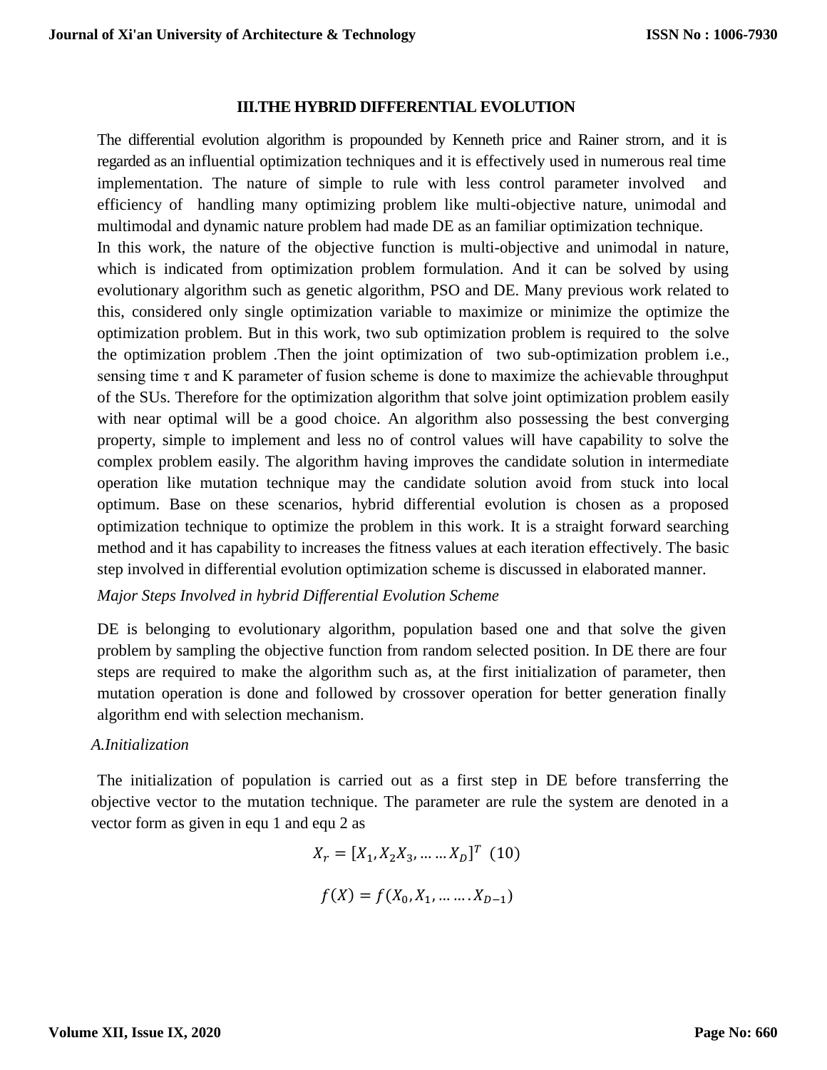## III.THE HYBRID DIFFERENTIAL EVOLUTION

The differential evolution algorithm is propounded by Kenneth price and Rainer strorn, and it is regarded as an influential optimization techniques and it is effectively used in numerous real time implementation. The nature of simple to rule with less control parameter involved and efficiency of handling many optimizing problem like multi-objective nature, unimodal and multimodal and dynamic nature problem had made DE as an familiar optimization technique.

In this work, the nature of the objective function is multi-objective and unimodal in nature, which is indicated from optimization problem formulation. And it can be solved by using evolutionary algorithm such as genetic algorithm, PSO and DE. Many previous work related to this, considered only single optimization variable to maximize or minimize the optimize the optimization problem. But in this work, two sub optimization problem is required to the solve the optimization problem .Then the joint optimization of two sub-optimization problem i.e., sensing time τ and K parameter of fusion scheme is done to maximize the achievable throughput of the SUs. Therefore for the optimization algorithm that solve joint optimization problem easily with near optimal will be a good choice. An algorithm also possessing the best converging property, simple to implement and less no of control values will have capability to solve the complex problem easily. The algorithm having improves the candidate solution in intermediate operation like mutation technique may the candidate solution avoid from stuck into local optimum. Base on these scenarios, hybrid differential evolution is chosen as a proposed optimization technique to optimize the problem in this work. It is a straight forward searching method and it has capability to increases the fitness values at each iteration effectively. The basic step involved in differential evolution optimization scheme is discussed in elaborated manner.

*Major Steps Involved in hybrid Differential Evolution Scheme*

DE is belonging to evolutionary algorithm, population based one and that solve the given problem by sampling the objective function from random selected position. In DE there are four steps are required to make the algorithm such as, at the first initialization of parameter, then mutation operation is done and followed by crossover operation for better generation finally algorithm end with selection mechanism.

*A.Initialization*

The initialization of population is carried out as a first step in DE before transferring the objective vector to the mutation technique. The parameter are rule the system are denoted in a vector form as given in equ 1 and equ 2 as

$$X_r = [X_1, X_2 X_3, \dots \dots X_D]^T \quad (10)$$

$$f(X) = f(X_0, X_1, \dots \dots . X_{D-1})$$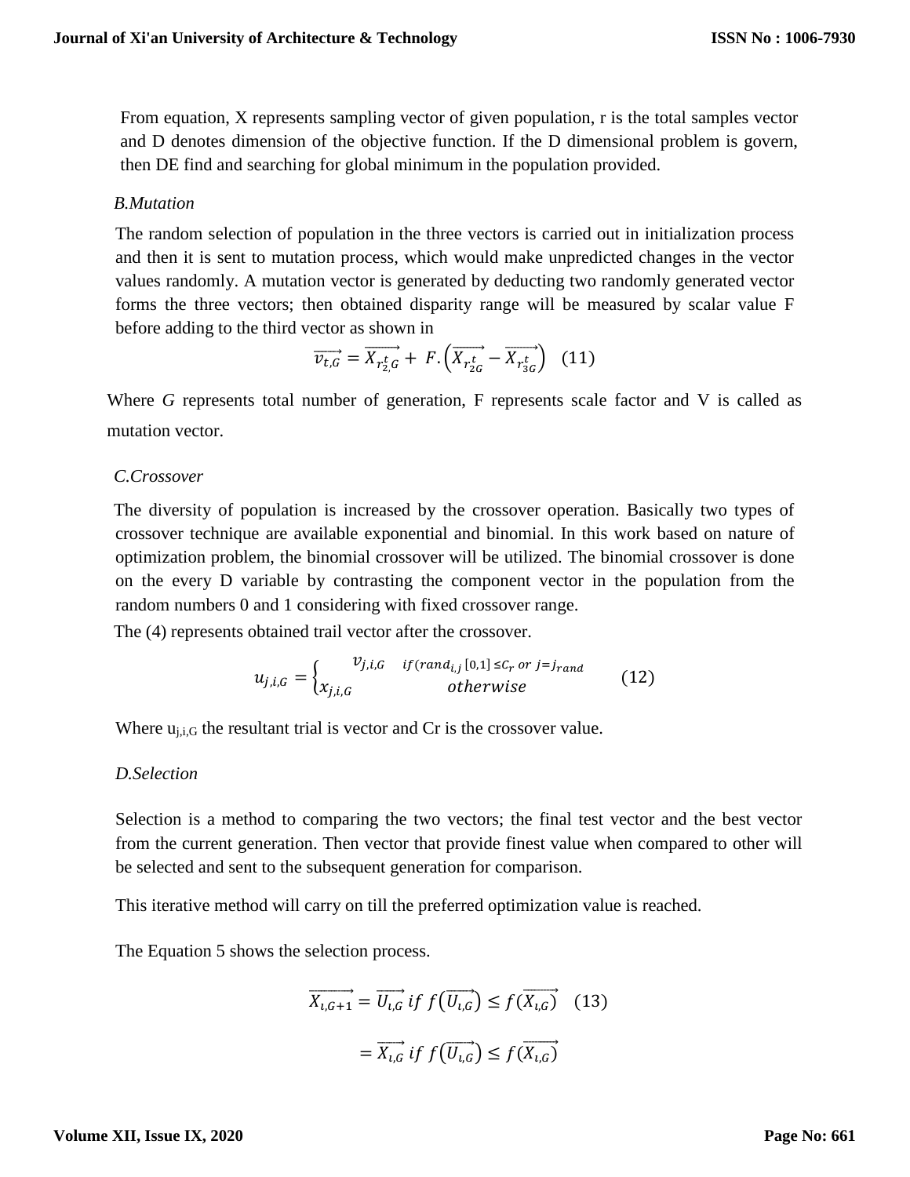From equation, X represents sampling vector of given population, r is the total samples vector and D denotes dimension of the objective function. If the D dimensional problem is govern, then DE find and searching for global minimum in the population provided.

*B.Mutation*

The random selection of population in the three vectors is carried out in initialization process and then it is sent to mutation process, which would make unpredicted changes in the vector values randomly. A mutation vector is generated by deducting two randomly generated vector forms the three vectors; then obtained disparity range will be measured by scalar value F before adding to the third vector as shown in

$$\overrightarrow{v_{t,G}} = \overrightarrow{X_{r_{2,}^{t}G}} + F.\left(\overrightarrow{X_{r_{2G}^{t}}} - \overrightarrow{X_{r_{3G}^{t}}}\right) \quad (11)$$

Where *G* represents total number of generation, F represents scale factor and V is called as mutation vector.

*C.Crossover*

The diversity of population is increased by the crossover operation. Basically two types of crossover technique are available exponential and binomial. In this work based on nature of optimization problem, the binomial crossover will be utilized. The binomial crossover is done on the every D variable by contrasting the component vector in the population from the random numbers 0 and 1 considering with fixed crossover range.

The (4) represents obtained trail vector after the crossover.

$$u_{j,i,G} = \begin{cases} v_{j,i,G} & if (rand_{i,j}[0,1] \leq C_r \ or \ j = j_{rand} \\ x_{j,i,G} & otherwise \end{cases} \quad (12)$$

Where $u_{j,i,G}$ the resultant trial is vector and Cr is the crossover value.

*D.Selection*

Selection is a method to comparing the two vectors; the final test vector and the best vector from the current generation. Then vector that provide finest value when compared to other will be selected and sent to the subsequent generation for comparison.

This iterative method will carry on till the preferred optimization value is reached.

The Equation 5 shows the selection process.

$$\overrightarrow{X_{\iota,G+1}} = \overrightarrow{U_{\iota,G}} \ if \ f\left(\overrightarrow{U_{\iota,G}}\right) \leq f(\overrightarrow{X_{\iota,G}}) \quad (13)$$

$$= \overrightarrow{X_{\iota,G}} \ if \ f\left(\overrightarrow{U_{\iota,G}}\right) \leq f(\overrightarrow{X_{\iota,G}})$$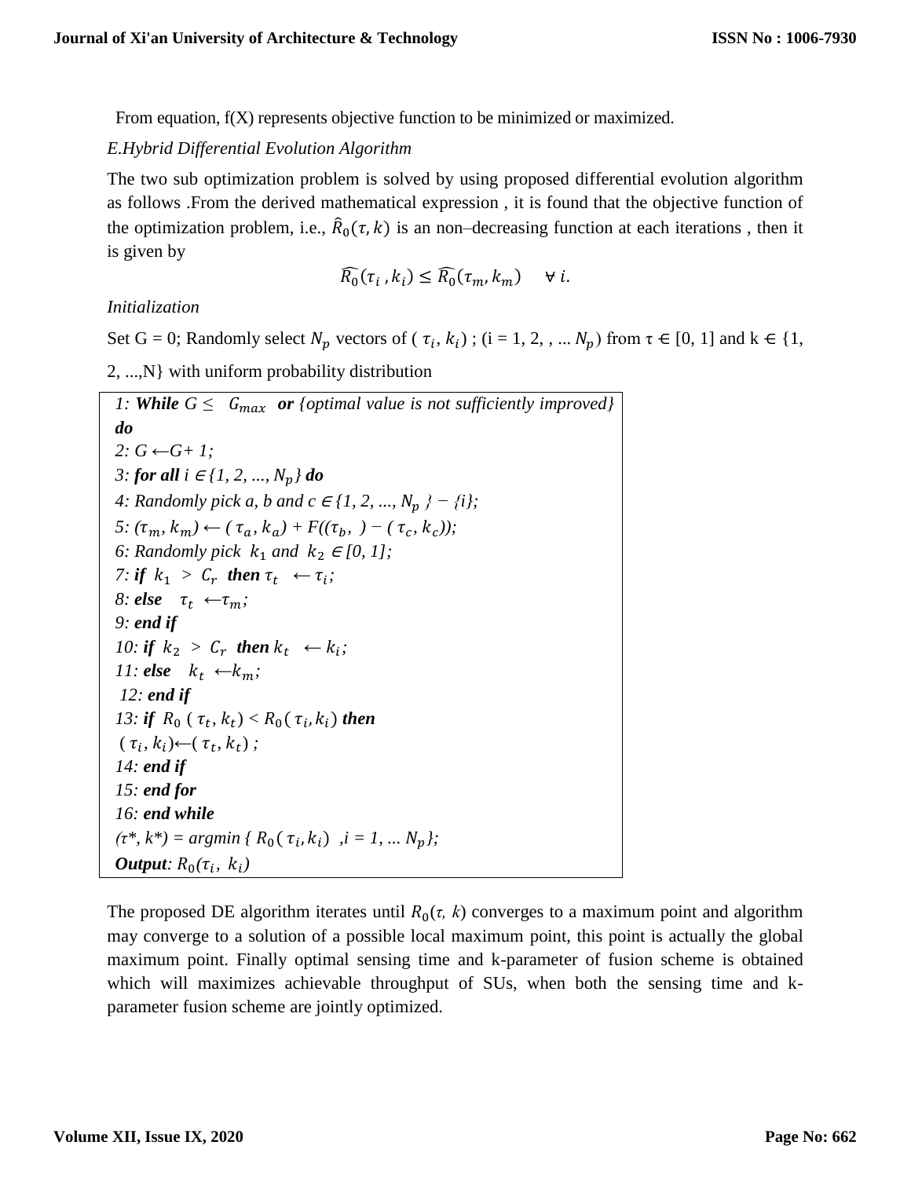From equation, f(X) represents objective function to be minimized or maximized.

*E.Hybrid Differential Evolution Algorithm*

The two sub optimization problem is solved by using proposed differential evolution algorithm as follows .From the derived mathematical expression , it is found that the objective function of the optimization problem, i.e., $\hat{R}_0(\tau, k)$ is an non–decreasing function at each iterations , then it is given by

$$\widehat{R_0}(\tau_i\,, k_i) \leq \widehat{R_0}(\tau_m, k_m) \quad \forall\, i.$$

*Initialization*

Set G = 0; Randomly select $N_p$ vectors of ( $\tau_i, k_i$) ; (i = 1, 2, , ... $N_p$) from τ ∈ [0, 1] and k ∈ {1, 2, ...,N} with uniform probability distribution

*1: **While** $G \leq \; G_{max}$ **or** {optimal value is not sufficiently improved} **do***
*2: G ←G+ 1;*
*3: **for all** i ∈{1, 2, ..., $N_p$} **do***
*4: Randomly pick a, b and c ∈{1, 2, ..., $N_p$ } − {i};*
*5: $(\tau_m, k_m) \leftarrow (\tau_a, k_a) + F((\tau_b, \;) - (\tau_c, k_c))$;*
*6: Randomly pick $k_1$ and $k_2$ ∈[0, 1];*
*7: **if** $k_1 > C_r$ **then** $\tau_t \leftarrow \tau_i$;*
*8: **else** $\tau_t \leftarrow \tau_m$;*
*9: **end if***
*10: **if** $k_2 > C_r$ **then** $k_t \leftarrow k_i$;*
*11: **else** $k_t \leftarrow k_m$;*
*12: **end if***
*13: **if** $R_0(\tau_t, k_t) < R_0(\tau_i, k_i)$ **then***
*$(\tau_i, k_i) \leftarrow (\tau_t, k_t)$ ;*
*14: **end if***
*15: **end for***
*16: **end while***
*$(\tau^*, k^*) = \text{argmin}\{R_0(\tau_i, k_i)\;\; ,i = 1, ... N_p\}$;*
***Output**: $R_0(\tau_i,\; k_i)$*

The proposed DE algorithm iterates until $R_0(\tau, k)$ converges to a maximum point and algorithm may converge to a solution of a possible local maximum point, this point is actually the global maximum point. Finally optimal sensing time and k-parameter of fusion scheme is obtained which will maximizes achievable throughput of SUs, when both the sensing time and k-parameter fusion scheme are jointly optimized.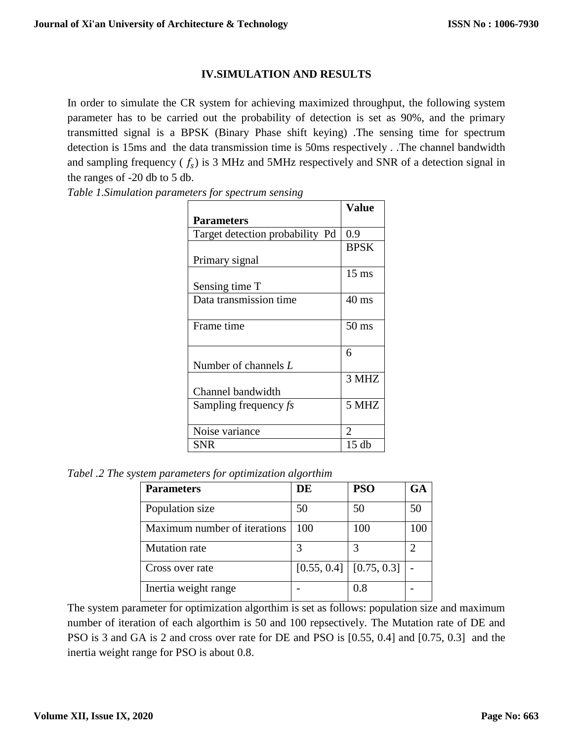## IV.SIMULATION AND RESULTS

In order to simulate the CR system for achieving maximized throughput, the following system parameter has to be carried out the probability of detection is set as 90%, and the primary transmitted signal is a BPSK (Binary Phase shift keying) .The sensing time for spectrum detection is 15ms and the data transmission time is 50ms respectively . .The channel bandwidth and sampling frequency ( $f_s$) is 3 MHz and 5MHz respectively and SNR of a detection signal in the ranges of -20 db to 5 db.

*Table 1.Simulation parameters for spectrum sensing*

| Parameters | Value |
|---|---|
| Target detection probability Pd | 0.9 |
| Primary signal | BPSK |
| Sensing time T | 15 ms |
| Data transmission time | 40 ms |
| Frame time | 50 ms |
| Number of channels *L* | 6 |
| Channel bandwidth | 3 MHZ |
| Sampling frequency *fs* | 5 MHZ |
| Noise variance | 2 |
| SNR | 15 db |

*Tabel .2 The system parameters for optimization algorthim*

| Parameters | DE | PSO | GA |
|---|---|---|---|
| Population size | 50 | 50 | 50 |
| Maximum number of iterations | 100 | 100 | 100 |
| Mutation rate | 3 | 3 | 2 |
| Cross over rate | [0.55, 0.4] | [0.75, 0.3] | - |
| Inertia weight range | - | 0.8 | - |

The system parameter for optimization algorthim is set as follows: population size and maximum number of iteration of each algorthim is 50 and 100 repsectively. The Mutation rate of DE and PSO is 3 and GA is 2 and cross over rate for DE and PSO is [0.55, 0.4] and [0.75, 0.3] and the inertia weight range for PSO is about 0.8.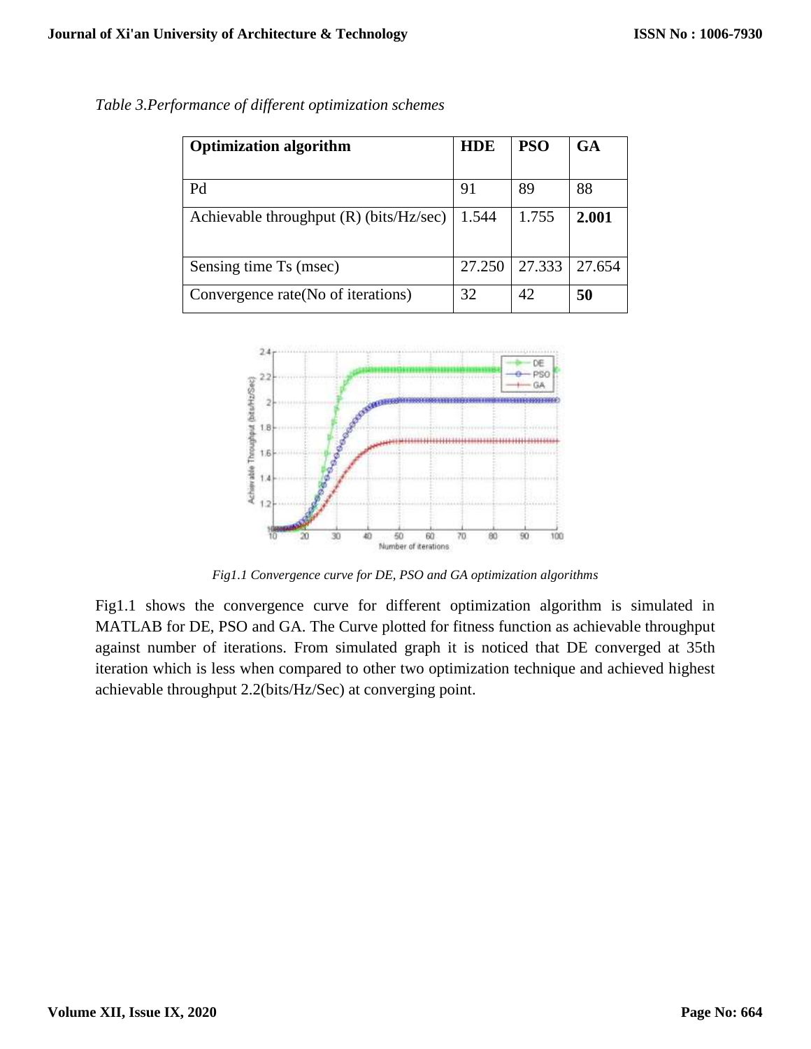*Table 3.Performance of different optimization schemes*

| **Optimization algorithm** | **HDE** | **PSO** | **GA** |
|---|---|---|---|
| Pd | 91 | 89 | 88 |
| Achievable throughput (R) (bits/Hz/sec) | 1.544 | 1.755 | **2.001** |
| Sensing time Ts (msec) | 27.250 | 27.333 | 27.654 |
| Convergence rate(No of iterations) | 32 | 42 | **50** |

*Fig1.1 Convergence curve for DE, PSO and GA optimization algorithms*

Fig1.1 shows the convergence curve for different optimization algorithm is simulated in MATLAB for DE, PSO and GA. The Curve plotted for fitness function as achievable throughput against number of iterations. From simulated graph it is noticed that DE converged at 35th iteration which is less when compared to other two optimization technique and achieved highest achievable throughput 2.2(bits/Hz/Sec) at converging point.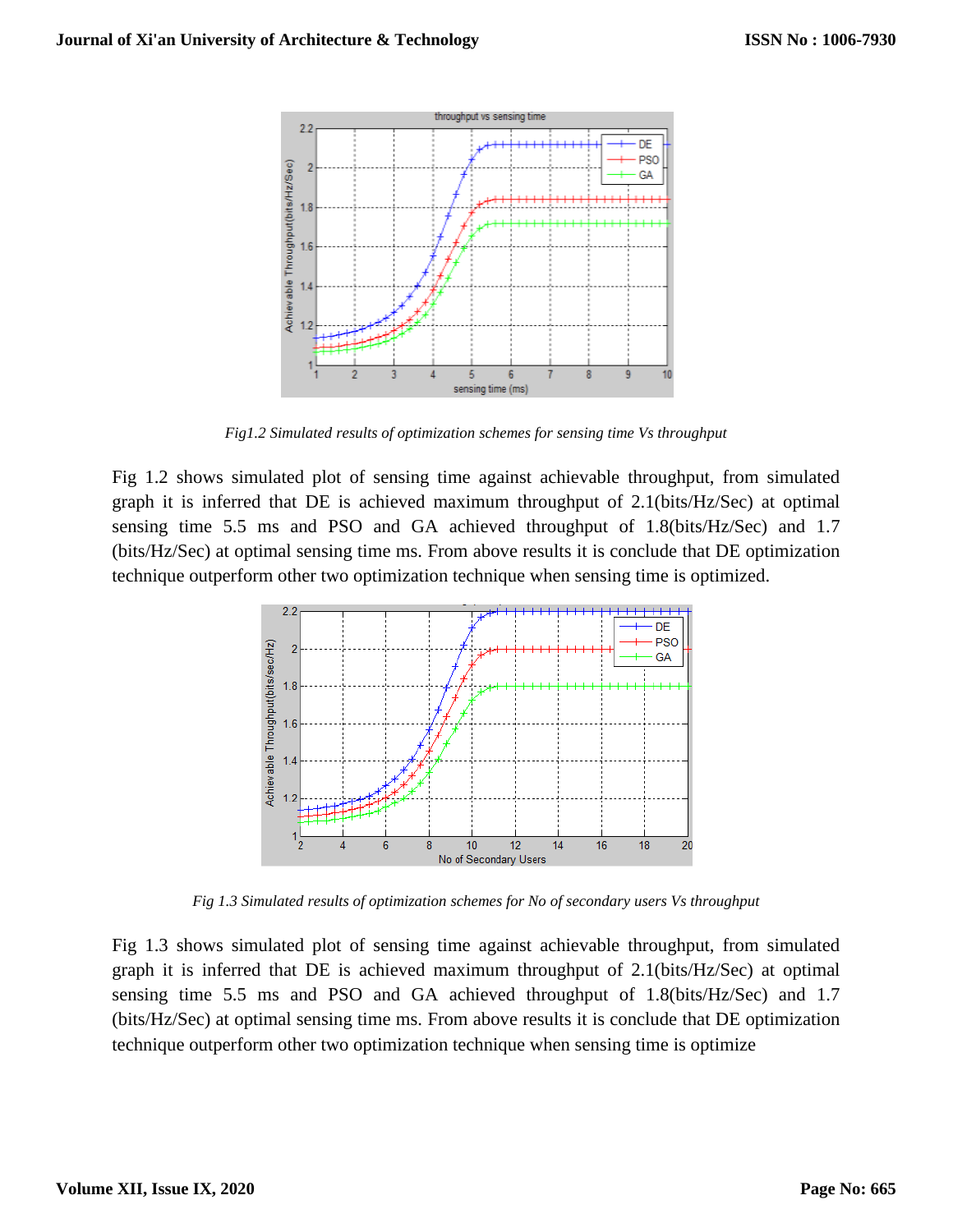*Fig1.2 Simulated results of optimization schemes for sensing time Vs throughput*

Fig 1.2 shows simulated plot of sensing time against achievable throughput, from simulated graph it is inferred that DE is achieved maximum throughput of 2.1(bits/Hz/Sec) at optimal sensing time 5.5 ms and PSO and GA achieved throughput of 1.8(bits/Hz/Sec) and 1.7 (bits/Hz/Sec) at optimal sensing time ms. From above results it is conclude that DE optimization technique outperform other two optimization technique when sensing time is optimized.

*Fig 1.3 Simulated results of optimization schemes for No of secondary users Vs throughput*

Fig 1.3 shows simulated plot of sensing time against achievable throughput, from simulated graph it is inferred that DE is achieved maximum throughput of 2.1(bits/Hz/Sec) at optimal sensing time 5.5 ms and PSO and GA achieved throughput of 1.8(bits/Hz/Sec) and 1.7 (bits/Hz/Sec) at optimal sensing time ms. From above results it is conclude that DE optimization technique outperform other two optimization technique when sensing time is optimize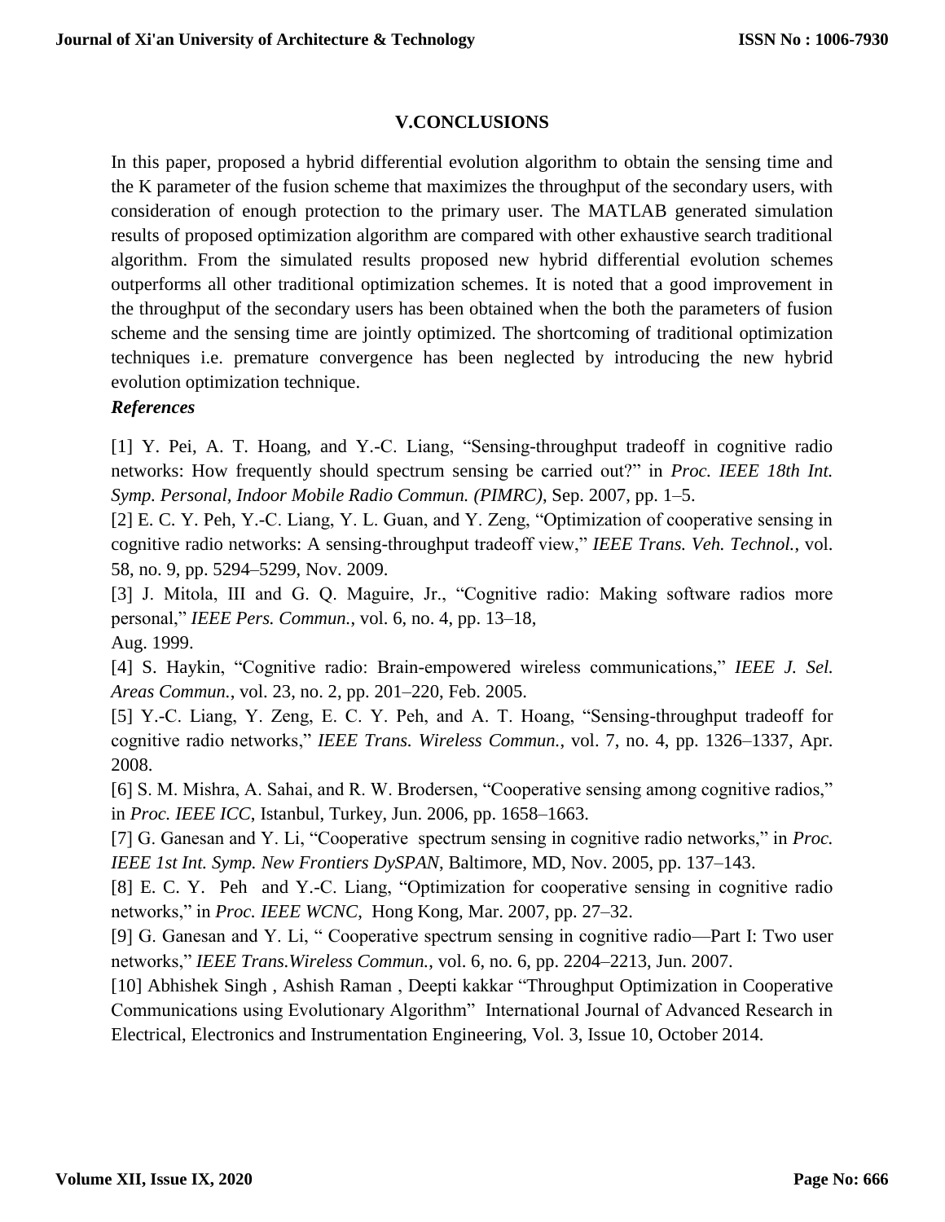## V.CONCLUSIONS

In this paper, proposed a hybrid differential evolution algorithm to obtain the sensing time and the K parameter of the fusion scheme that maximizes the throughput of the secondary users, with consideration of enough protection to the primary user. The MATLAB generated simulation results of proposed optimization algorithm are compared with other exhaustive search traditional algorithm. From the simulated results proposed new hybrid differential evolution schemes outperforms all other traditional optimization schemes. It is noted that a good improvement in the throughput of the secondary users has been obtained when the both the parameters of fusion scheme and the sensing time are jointly optimized. The shortcoming of traditional optimization techniques i.e. premature convergence has been neglected by introducing the new hybrid evolution optimization technique.

***References***

[1] Y. Pei, A. T. Hoang, and Y.-C. Liang, "Sensing-throughput tradeoff in cognitive radio networks: How frequently should spectrum sensing be carried out?" in *Proc. IEEE 18th Int. Symp. Personal, Indoor Mobile Radio Commun. (PIMRC)*, Sep. 2007, pp. 1–5.

[2] E. C. Y. Peh, Y.-C. Liang, Y. L. Guan, and Y. Zeng, "Optimization of cooperative sensing in cognitive radio networks: A sensing-throughput tradeoff view," *IEEE Trans. Veh. Technol.*, vol. 58, no. 9, pp. 5294–5299, Nov. 2009.

[3] J. Mitola, III and G. Q. Maguire, Jr., "Cognitive radio: Making software radios more personal," *IEEE Pers. Commun.*, vol. 6, no. 4, pp. 13–18, Aug. 1999.

[4] S. Haykin, "Cognitive radio: Brain-empowered wireless communications," *IEEE J. Sel. Areas Commun.*, vol. 23, no. 2, pp. 201–220, Feb. 2005.

[5] Y.-C. Liang, Y. Zeng, E. C. Y. Peh, and A. T. Hoang, "Sensing-throughput tradeoff for cognitive radio networks," *IEEE Trans. Wireless Commun.*, vol. 7, no. 4, pp. 1326–1337, Apr. 2008.

[6] S. M. Mishra, A. Sahai, and R. W. Brodersen, "Cooperative sensing among cognitive radios," in *Proc. IEEE ICC*, Istanbul, Turkey, Jun. 2006, pp. 1658–1663.

[7] G. Ganesan and Y. Li, "Cooperative spectrum sensing in cognitive radio networks," in *Proc. IEEE 1st Int. Symp. New Frontiers DySPAN*, Baltimore, MD, Nov. 2005, pp. 137–143.

[8] E. C. Y. Peh and Y.-C. Liang, "Optimization for cooperative sensing in cognitive radio networks," in *Proc. IEEE WCNC*, Hong Kong, Mar. 2007, pp. 27–32.

[9] G. Ganesan and Y. Li, " Cooperative spectrum sensing in cognitive radio—Part I: Two user networks," *IEEE Trans.Wireless Commun.*, vol. 6, no. 6, pp. 2204–2213, Jun. 2007.

[10] Abhishek Singh , Ashish Raman , Deepti kakkar "Throughput Optimization in Cooperative Communications using Evolutionary Algorithm" International Journal of Advanced Research in Electrical, Electronics and Instrumentation Engineering, Vol. 3, Issue 10, October 2014.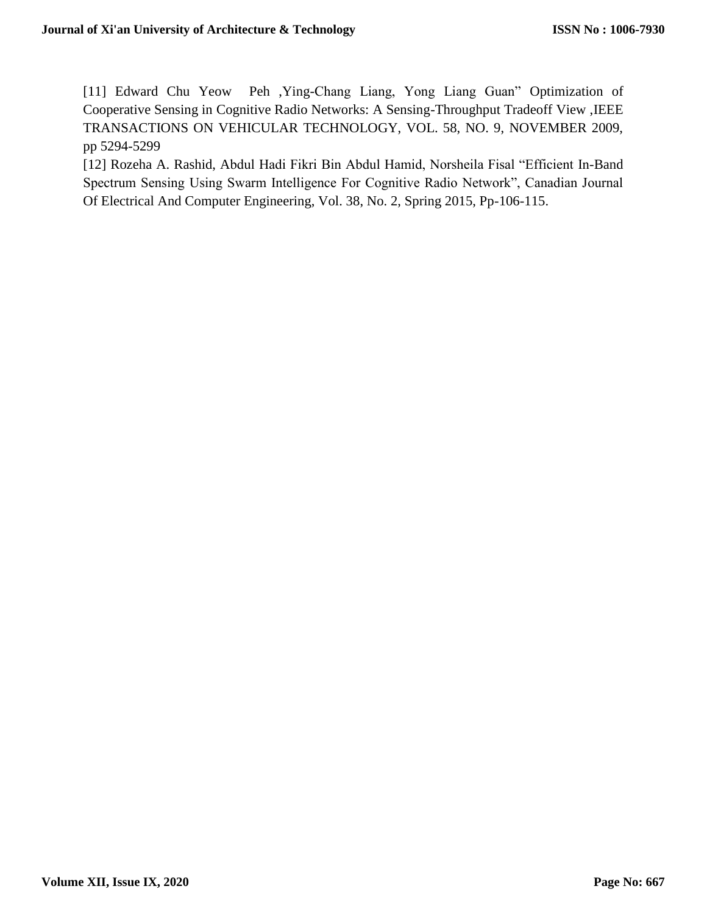[11] Edward Chu Yeow Peh ,Ying-Chang Liang, Yong Liang Guan" Optimization of Cooperative Sensing in Cognitive Radio Networks: A Sensing-Throughput Tradeoff View ,IEEE TRANSACTIONS ON VEHICULAR TECHNOLOGY, VOL. 58, NO. 9, NOVEMBER 2009, pp 5294-5299

[12] Rozeha A. Rashid, Abdul Hadi Fikri Bin Abdul Hamid, Norsheila Fisal "Efficient In-Band Spectrum Sensing Using Swarm Intelligence For Cognitive Radio Network", Canadian Journal Of Electrical And Computer Engineering, Vol. 38, No. 2, Spring 2015, Pp-106-115.